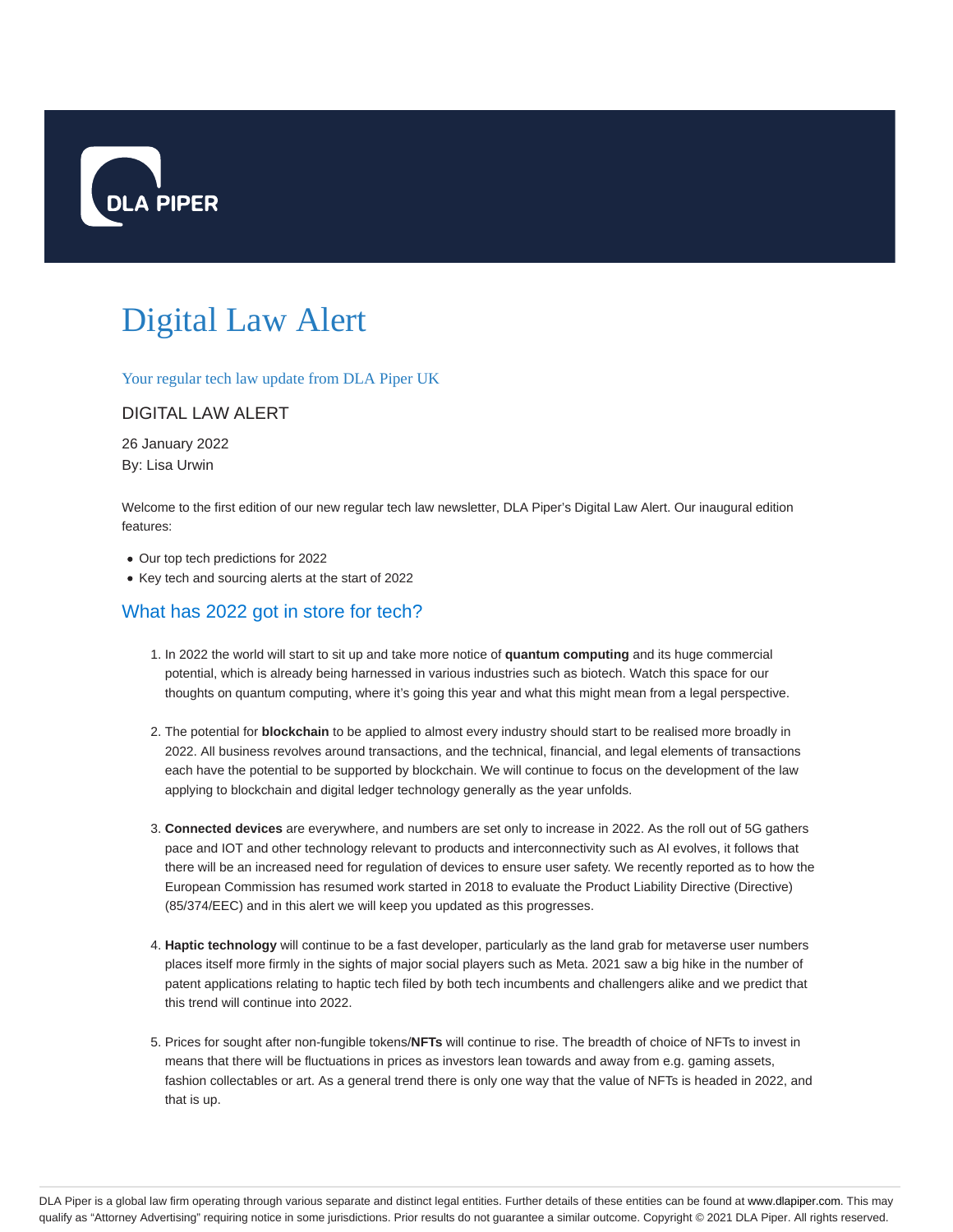# Digital Law Alert

Your regular tech law update from DLA Piper UK

DIGITAL LAW ALERT

26 January 2022

By: Lisa Urwin

Welcome to the first edition of our new regular tech law newsletter, DLA Piper's Digital Law Alert. Our inaugural edition features:

- Our top tech predictions for 2022
- Key tech and sourcing alerts at the start of 2022

## What has 2022 got in store for tech?

1. In 2022 the world will start to sit up and take more notice of **quantum computing** and its huge commercial potential, which is already being harnessed in various industries such as biotech. Watch this space for our thoughts on quantum computing, where it's going this year and what this might mean from a legal perspective.

2. The potential for **blockchain** to be applied to almost every industry should start to be realised more broadly in 2022. All business revolves around transactions, and the technical, financial, and legal elements of transactions each have the potential to be supported by blockchain. We will continue to focus on the development of the law applying to blockchain and digital ledger technology generally as the year unfolds.

3. **Connected devices** are everywhere, and numbers are set only to increase in 2022. As the roll out of 5G gathers pace and IOT and other technology relevant to products and interconnectivity such as AI evolves, it follows that there will be an increased need for regulation of devices to ensure user safety. We recently reported as to how the European Commission has resumed work started in 2018 to evaluate the Product Liability Directive (Directive) (85/374/EEC) and in this alert we will keep you updated as this progresses.

4. **Haptic technology** will continue to be a fast developer, particularly as the land grab for metaverse user numbers places itself more firmly in the sights of major social players such as Meta. 2021 saw a big hike in the number of patent applications relating to haptic tech filed by both tech incumbents and challengers alike and we predict that this trend will continue into 2022.

5. Prices for sought after non-fungible tokens/**NFTs** will continue to rise. The breadth of choice of NFTs to invest in means that there will be fluctuations in prices as investors lean towards and away from e.g. gaming assets, fashion collectables or art. As a general trend there is only one way that the value of NFTs is headed in 2022, and that is up.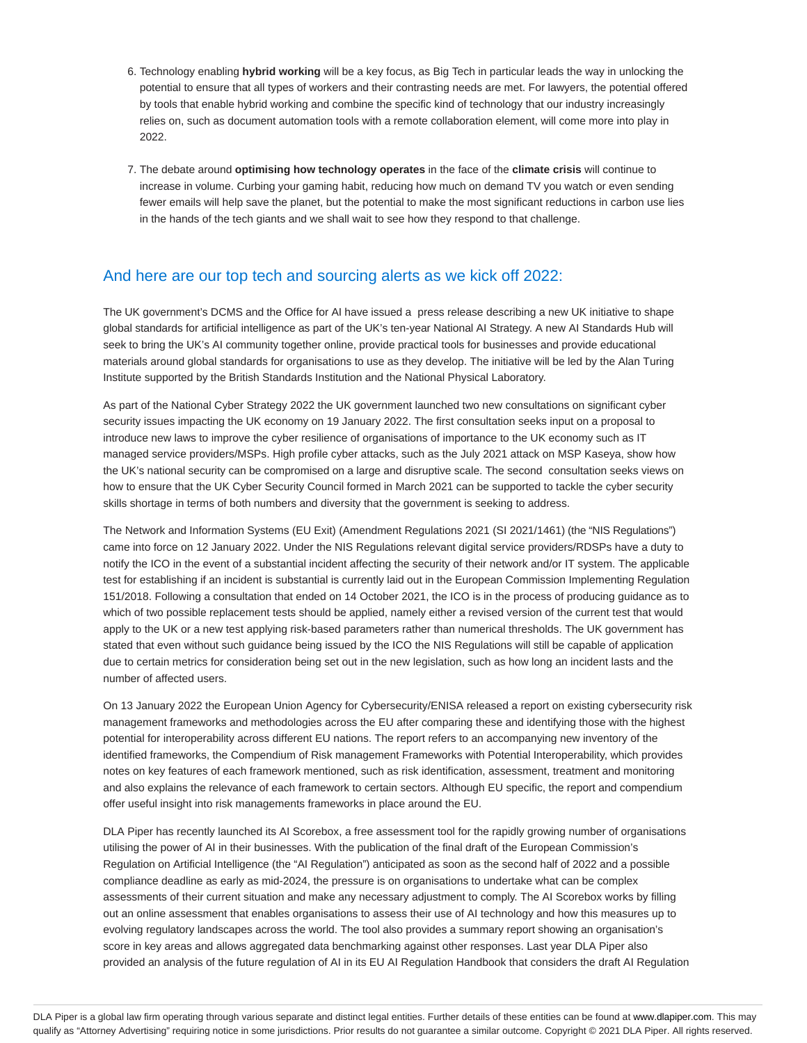6. Technology enabling **hybrid working** will be a key focus, as Big Tech in particular leads the way in unlocking the potential to ensure that all types of workers and their contrasting needs are met. For lawyers, the potential offered by tools that enable hybrid working and combine the specific kind of technology that our industry increasingly relies on, such as document automation tools with a remote collaboration element, will come more into play in 2022.

7. The debate around **optimising how technology operates** in the face of the **climate crisis** will continue to increase in volume. Curbing your gaming habit, reducing how much on demand TV you watch or even sending fewer emails will help save the planet, but the potential to make the most significant reductions in carbon use lies in the hands of the tech giants and we shall wait to see how they respond to that challenge.

## And here are our top tech and sourcing alerts as we kick off 2022:

The UK government's DCMS and the Office for AI have issued a press release describing a new UK initiative to shape global standards for artificial intelligence as part of the UK's ten-year National AI Strategy. A new AI Standards Hub will seek to bring the UK's AI community together online, provide practical tools for businesses and provide educational materials around global standards for organisations to use as they develop. The initiative will be led by the Alan Turing Institute supported by the British Standards Institution and the National Physical Laboratory.

As part of the National Cyber Strategy 2022 the UK government launched two new consultations on significant cyber security issues impacting the UK economy on 19 January 2022. The first consultation seeks input on a proposal to introduce new laws to improve the cyber resilience of organisations of importance to the UK economy such as IT managed service providers/MSPs. High profile cyber attacks, such as the July 2021 attack on MSP Kaseya, show how the UK's national security can be compromised on a large and disruptive scale. The second consultation seeks views on how to ensure that the UK Cyber Security Council formed in March 2021 can be supported to tackle the cyber security skills shortage in terms of both numbers and diversity that the government is seeking to address.

The Network and Information Systems (EU Exit) (Amendment Regulations 2021 (SI 2021/1461) (the "NIS Regulations") came into force on 12 January 2022. Under the NIS Regulations relevant digital service providers/RDSPs have a duty to notify the ICO in the event of a substantial incident affecting the security of their network and/or IT system. The applicable test for establishing if an incident is substantial is currently laid out in the European Commission Implementing Regulation 151/2018. Following a consultation that ended on 14 October 2021, the ICO is in the process of producing guidance as to which of two possible replacement tests should be applied, namely either a revised version of the current test that would apply to the UK or a new test applying risk-based parameters rather than numerical thresholds. The UK government has stated that even without such guidance being issued by the ICO the NIS Regulations will still be capable of application due to certain metrics for consideration being set out in the new legislation, such as how long an incident lasts and the number of affected users.

On 13 January 2022 the European Union Agency for Cybersecurity/ENISA released a report on existing cybersecurity risk management frameworks and methodologies across the EU after comparing these and identifying those with the highest potential for interoperability across different EU nations. The report refers to an accompanying new inventory of the identified frameworks, the Compendium of Risk management Frameworks with Potential Interoperability, which provides notes on key features of each framework mentioned, such as risk identification, assessment, treatment and monitoring and also explains the relevance of each framework to certain sectors. Although EU specific, the report and compendium offer useful insight into risk managements frameworks in place around the EU.

DLA Piper has recently launched its AI Scorebox, a free assessment tool for the rapidly growing number of organisations utilising the power of AI in their businesses. With the publication of the final draft of the European Commission's Regulation on Artificial Intelligence (the "AI Regulation") anticipated as soon as the second half of 2022 and a possible compliance deadline as early as mid-2024, the pressure is on organisations to undertake what can be complex assessments of their current situation and make any necessary adjustment to comply. The AI Scorebox works by filling out an online assessment that enables organisations to assess their use of AI technology and how this measures up to evolving regulatory landscapes across the world. The tool also provides a summary report showing an organisation's score in key areas and allows aggregated data benchmarking against other responses. Last year DLA Piper also provided an analysis of the future regulation of AI in its EU AI Regulation Handbook that considers the draft AI Regulation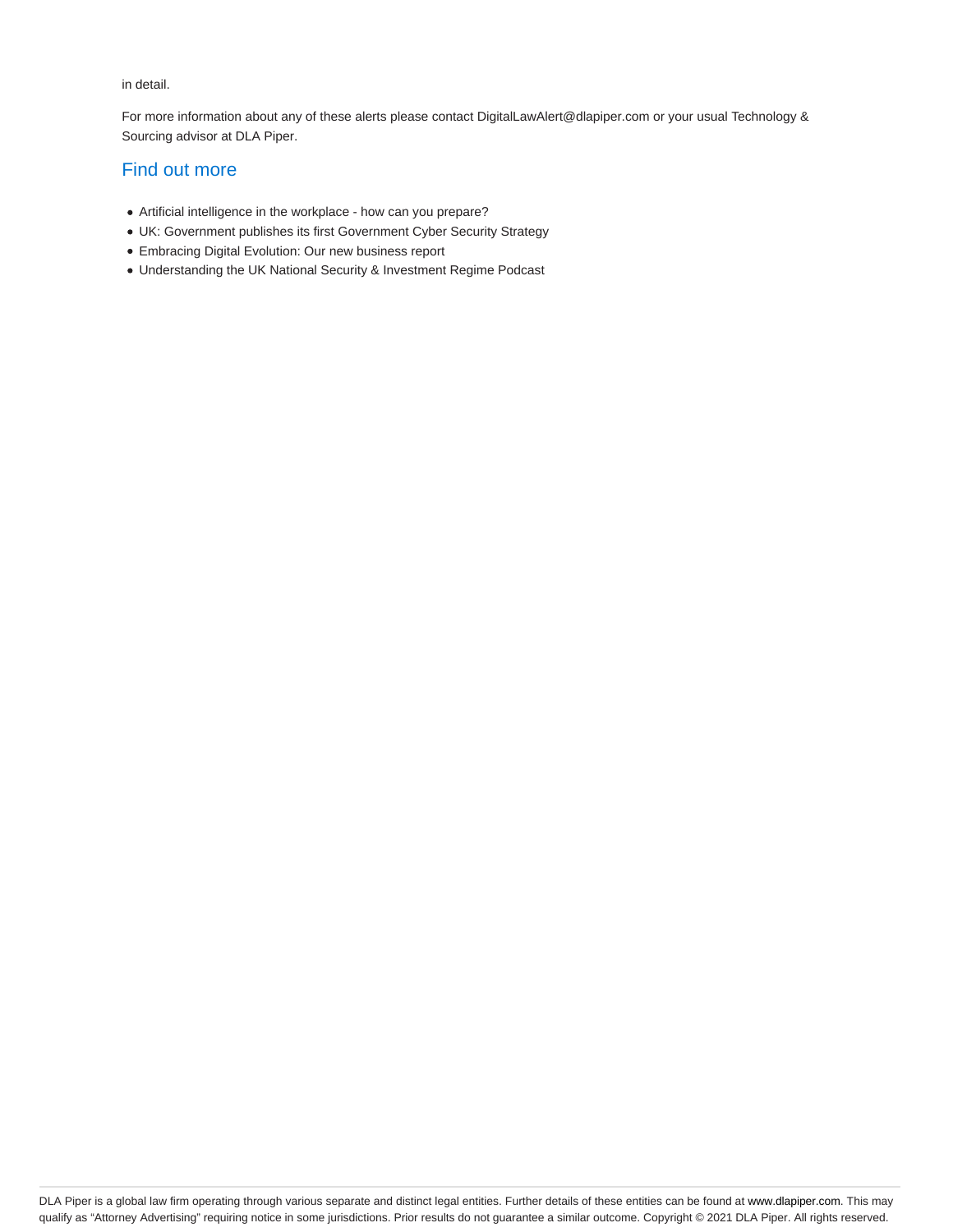in detail.

For more information about any of these alerts please contact DigitalLawAlert@dlapiper.com or your usual Technology & Sourcing advisor at DLA Piper.

## Find out more

- Artificial intelligence in the workplace - how can you prepare?
- UK: Government publishes its first Government Cyber Security Strategy
- Embracing Digital Evolution: Our new business report
- Understanding the UK National Security & Investment Regime Podcast

DLA Piper is a global law firm operating through various separate and distinct legal entities. Further details of these entities can be found at www.dlapiper.com. This may qualify as "Attorney Advertising" requiring notice in some jurisdictions. Prior results do not guarantee a similar outcome. Copyright © 2021 DLA Piper. All rights reserved.